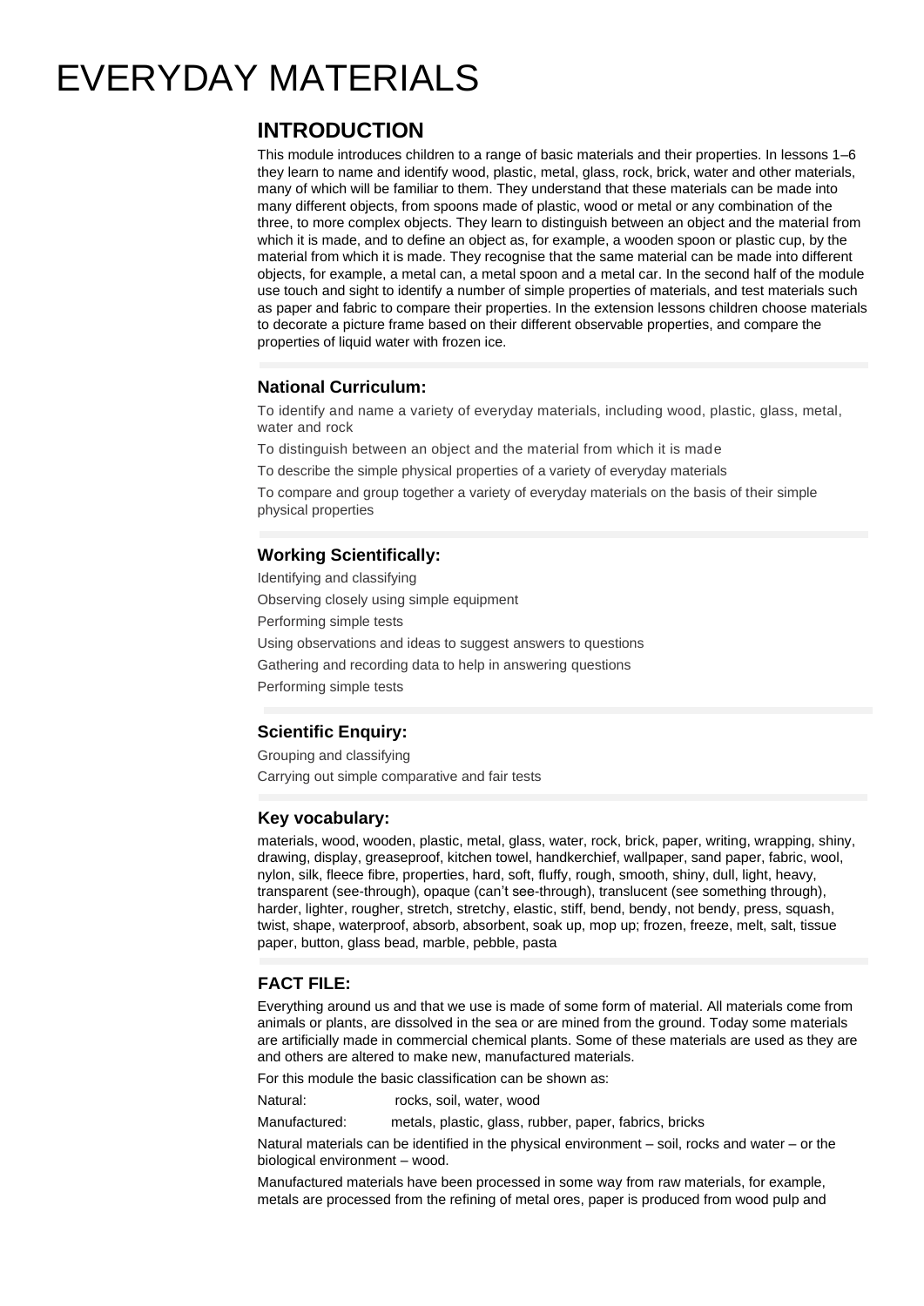# EVERYDAY MATERIALS

## INTRODUCTION

This module introduces children to a range of basic materials and their properties. In lessons 1–6 they learn to name and identify wood, plastic, metal, glass, rock, brick, water and other materials, many of which will be familiar to them. They understand that these materials can be made into many different objects, from spoons made of plastic, wood or metal or any combination of the three, to more complex objects. They learn to distinguish between an object and the material from which it is made, and to define an object as, for example, a wooden spoon or plastic cup, by the material from which it is made. They recognise that the same material can be made into different objects, for example, a metal can, a metal spoon and a metal car. In the second half of the module use touch and sight to identify a number of simple properties of materials, and test materials such as paper and fabric to compare their properties. In the extension lessons children choose materials to decorate a picture frame based on their different observable properties, and compare the properties of liquid water with frozen ice.

### National Curriculum:

To identify and name a variety of everyday materials, including wood, plastic, glass, metal, water and rock

To distinguish between an object and the material from which it is made

To describe the simple physical properties of a variety of everyday materials

To compare and group together a variety of everyday materials on the basis of their simple physical properties

### Working Scientifically:

Identifying and classifying

Observing closely using simple equipment

Performing simple tests

Using observations and ideas to suggest answers to questions

Gathering and recording data to help in answering questions

Performing simple tests

### Scientific Enquiry:

Grouping and classifying

Carrying out simple comparative and fair tests

### Key vocabulary:

materials, wood, wooden, plastic, metal, glass, water, rock, brick, paper, writing, wrapping, shiny, drawing, display, greaseproof, kitchen towel, handkerchief, wallpaper, sand paper, fabric, wool, nylon, silk, fleece fibre, properties, hard, soft, fluffy, rough, smooth, shiny, dull, light, heavy, transparent (see-through), opaque (can't see-through), translucent (see something through), harder, lighter, rougher, stretch, stretchy, elastic, stiff, bend, bendy, not bendy, press, squash, twist, shape, waterproof, absorb, absorbent, soak up, mop up; frozen, freeze, melt, salt, tissue paper, button, glass bead, marble, pebble, pasta

### FACT FILE:

Everything around us and that we use is made of some form of material. All materials come from animals or plants, are dissolved in the sea or are mined from the ground. Today some materials are artificially made in commercial chemical plants. Some of these materials are used as they are and others are altered to make new, manufactured materials.

For this module the basic classification can be shown as:

Natural: rocks, soil, water, wood

Manufactured: metals, plastic, glass, rubber, paper, fabrics, bricks

Natural materials can be identified in the physical environment – soil, rocks and water – or the biological environment – wood.

Manufactured materials have been processed in some way from raw materials, for example, metals are processed from the refining of metal ores, paper is produced from wood pulp and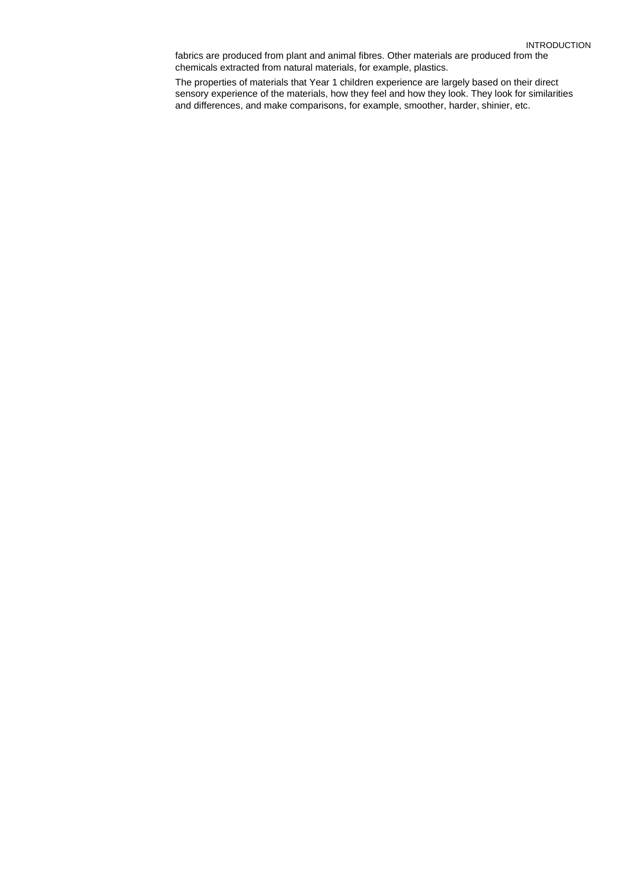fabrics are produced from plant and animal fibres. Other materials are produced from the chemicals extracted from natural materials, for example, plastics.

The properties of materials that Year 1 children experience are largely based on their direct sensory experience of the materials, how they feel and how they look. They look for similarities and differences, and make comparisons, for example, smoother, harder, shinier, etc.